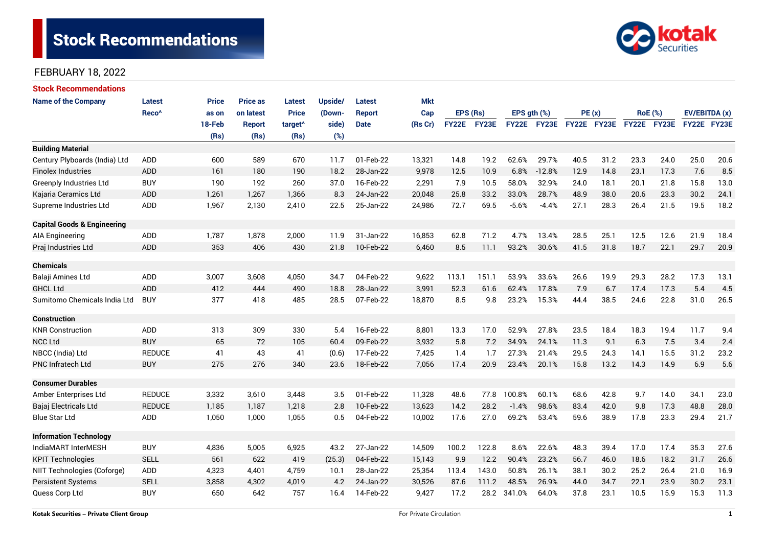# Stock Recommendations

FEBRUARY 18, 2022

## Stock Recommendations

| Name of the Company | Latest Reco^ | Price as on 18-Feb (Rs) | Price as on latest Report (Rs) | Latest Price target^ (Rs) | Upside/ (Down-side) (%) | Latest Report Date | Mkt Cap (Rs Cr) | EPS (Rs) | | EPS gth (%) | | PE (x) | | RoE (%) | | EV/EBITDA (x) | |
|---|---|---|---|---|---|---|---|---|---|---|---|---|---|---|---|---|---|
| | | | | | | | | FY22E | FY23E | FY22E | FY23E | FY22E | FY23E | FY22E | FY23E | FY22E | FY23E |
| **Building Material** | | | | | | | | | | | | | | | | | |
| Century Plyboards (India) Ltd | ADD | 600 | 589 | 670 | 11.7 | 01-Feb-22 | 13,321 | 14.8 | 19.2 | 62.6% | 29.7% | 40.5 | 31.2 | 23.3 | 24.0 | 25.0 | 20.6 |
| Finolex Industries | ADD | 161 | 180 | 190 | 18.2 | 28-Jan-22 | 9,978 | 12.5 | 10.9 | 6.8% | -12.8% | 12.9 | 14.8 | 23.1 | 17.3 | 7.6 | 8.5 |
| Greenply Industries Ltd | BUY | 190 | 192 | 260 | 37.0 | 16-Feb-22 | 2,291 | 7.9 | 10.5 | 58.0% | 32.9% | 24.0 | 18.1 | 20.1 | 21.8 | 15.8 | 13.0 |
| Kajaria Ceramics Ltd | ADD | 1,261 | 1,267 | 1,366 | 8.3 | 24-Jan-22 | 20,048 | 25.8 | 33.2 | 33.0% | 28.7% | 48.9 | 38.0 | 20.6 | 23.3 | 30.2 | 24.1 |
| Supreme Industries Ltd | ADD | 1,967 | 2,130 | 2,410 | 22.5 | 25-Jan-22 | 24,986 | 72.7 | 69.5 | -5.6% | -4.4% | 27.1 | 28.3 | 26.4 | 21.5 | 19.5 | 18.2 |
| **Capital Goods & Engineering** | | | | | | | | | | | | | | | | | |
| AIA Engineering | ADD | 1,787 | 1,878 | 2,000 | 11.9 | 31-Jan-22 | 16,853 | 62.8 | 71.2 | 4.7% | 13.4% | 28.5 | 25.1 | 12.5 | 12.6 | 21.9 | 18.4 |
| Praj Industries Ltd | ADD | 353 | 406 | 430 | 21.8 | 10-Feb-22 | 6,460 | 8.5 | 11.1 | 93.2% | 30.6% | 41.5 | 31.8 | 18.7 | 22.1 | 29.7 | 20.9 |
| **Chemicals** | | | | | | | | | | | | | | | | | |
| Balaji Amines Ltd | ADD | 3,007 | 3,608 | 4,050 | 34.7 | 04-Feb-22 | 9,622 | 113.1 | 151.1 | 53.9% | 33.6% | 26.6 | 19.9 | 29.3 | 28.2 | 17.3 | 13.1 |
| GHCL Ltd | ADD | 412 | 444 | 490 | 18.8 | 28-Jan-22 | 3,991 | 52.3 | 61.6 | 62.4% | 17.8% | 7.9 | 6.7 | 17.4 | 17.3 | 5.4 | 4.5 |
| Sumitomo Chemicals India Ltd | BUY | 377 | 418 | 485 | 28.5 | 07-Feb-22 | 18,870 | 8.5 | 9.8 | 23.2% | 15.3% | 44.4 | 38.5 | 24.6 | 22.8 | 31.0 | 26.5 |
| **Construction** | | | | | | | | | | | | | | | | | |
| KNR Construction | ADD | 313 | 309 | 330 | 5.4 | 16-Feb-22 | 8,801 | 13.3 | 17.0 | 52.9% | 27.8% | 23.5 | 18.4 | 18.3 | 19.4 | 11.7 | 9.4 |
| NCC Ltd | BUY | 65 | 72 | 105 | 60.4 | 09-Feb-22 | 3,932 | 5.8 | 7.2 | 34.9% | 24.1% | 11.3 | 9.1 | 6.3 | 7.5 | 3.4 | 2.4 |
| NBCC (India) Ltd | REDUCE | 41 | 43 | 41 | (0.6) | 17-Feb-22 | 7,425 | 1.4 | 1.7 | 27.3% | 21.4% | 29.5 | 24.3 | 14.1 | 15.5 | 31.2 | 23.2 |
| PNC Infratech Ltd | BUY | 275 | 276 | 340 | 23.6 | 18-Feb-22 | 7,056 | 17.4 | 20.9 | 23.4% | 20.1% | 15.8 | 13.2 | 14.3 | 14.9 | 6.9 | 5.6 |
| **Consumer Durables** | | | | | | | | | | | | | | | | | |
| Amber Enterprises Ltd | REDUCE | 3,332 | 3,610 | 3,448 | 3.5 | 01-Feb-22 | 11,328 | 48.6 | 77.8 | 100.8% | 60.1% | 68.6 | 42.8 | 9.7 | 14.0 | 34.1 | 23.0 |
| Bajaj Electricals Ltd | REDUCE | 1,185 | 1,187 | 1,218 | 2.8 | 10-Feb-22 | 13,623 | 14.2 | 28.2 | -1.4% | 98.6% | 83.4 | 42.0 | 9.8 | 17.3 | 48.8 | 28.0 |
| Blue Star Ltd | ADD | 1,050 | 1,000 | 1,055 | 0.5 | 04-Feb-22 | 10,002 | 17.6 | 27.0 | 69.2% | 53.4% | 59.6 | 38.9 | 17.8 | 23.3 | 29.4 | 21.7 |
| **Information Technology** | | | | | | | | | | | | | | | | | |
| IndiaMART InterMESH | BUY | 4,836 | 5,005 | 6,925 | 43.2 | 27-Jan-22 | 14,509 | 100.2 | 122.8 | 8.6% | 22.6% | 48.3 | 39.4 | 17.0 | 17.4 | 35.3 | 27.6 |
| KPIT Technologies | SELL | 561 | 622 | 419 | (25.3) | 04-Feb-22 | 15,143 | 9.9 | 12.2 | 90.4% | 23.2% | 56.7 | 46.0 | 18.6 | 18.2 | 31.7 | 26.6 |
| NIIT Technologies (Coforge) | ADD | 4,323 | 4,401 | 4,759 | 10.1 | 28-Jan-22 | 25,354 | 113.4 | 143.0 | 50.8% | 26.1% | 38.1 | 30.2 | 25.2 | 26.4 | 21.0 | 16.9 |
| Persistent Systems | SELL | 3,858 | 4,302 | 4,019 | 4.2 | 24-Jan-22 | 30,526 | 87.6 | 111.2 | 48.5% | 26.9% | 44.0 | 34.7 | 22.1 | 23.9 | 30.2 | 23.1 |
| Quess Corp Ltd | BUY | 650 | 642 | 757 | 16.4 | 14-Feb-22 | 9,427 | 17.2 | 28.2 | 341.0% | 64.0% | 37.8 | 23.1 | 10.5 | 15.9 | 15.3 | 11.3 |

Kotak Securities – Private Client Group

For Private Circulation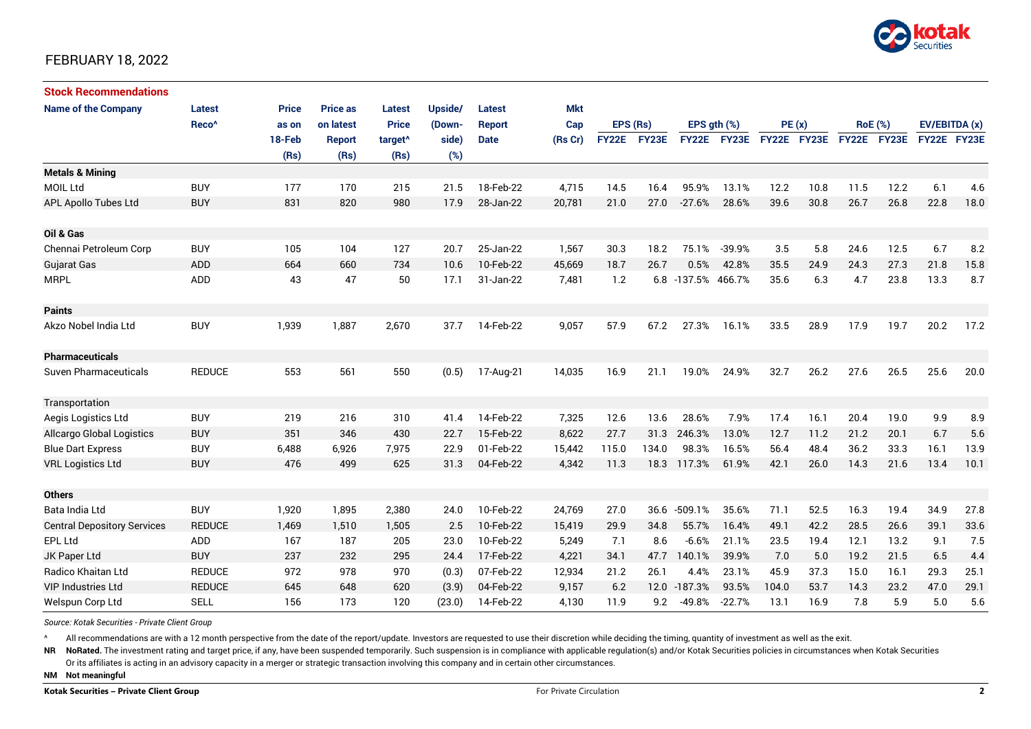FEBRUARY 18, 2022

## Stock Recommendations

| Name of the Company | Latest Reco^ | Price as on 18-Feb (Rs) | Price as on latest Report (Rs) | Latest Price target^ (Rs) | Upside/ (Down-side) (%) | Latest Report Date | Mkt Cap (Rs Cr) | EPS (Rs) | | EPS gth (%) | | PE (x) | | RoE (%) | | EV/EBITDA (x) | |
|---|---|---|---|---|---|---|---|---|---|---|---|---|---|---|---|---|---|
| | | | | | | | | FY22E | FY23E | FY22E | FY23E | FY22E | FY23E | FY22E | FY23E | FY22E | FY23E |
| **Metals & Mining** | | | | | | | | | | | | | | | | | |
| MOIL Ltd | BUY | 177 | 170 | 215 | 21.5 | 18-Feb-22 | 4,715 | 14.5 | 16.4 | 95.9% | 13.1% | 12.2 | 10.8 | 11.5 | 12.2 | 6.1 | 4.6 |
| APL Apollo Tubes Ltd | BUY | 831 | 820 | 980 | 17.9 | 28-Jan-22 | 20,781 | 21.0 | 27.0 | -27.6% | 28.6% | 39.6 | 30.8 | 26.7 | 26.8 | 22.8 | 18.0 |
| **Oil & Gas** | | | | | | | | | | | | | | | | | |
| Chennai Petroleum Corp | BUY | 105 | 104 | 127 | 20.7 | 25-Jan-22 | 1,567 | 30.3 | 18.2 | 75.1% | -39.9% | 3.5 | 5.8 | 24.6 | 12.5 | 6.7 | 8.2 |
| Gujarat Gas | ADD | 664 | 660 | 734 | 10.6 | 10-Feb-22 | 45,669 | 18.7 | 26.7 | 0.5% | 42.8% | 35.5 | 24.9 | 24.3 | 27.3 | 21.8 | 15.8 |
| MRPL | ADD | 43 | 47 | 50 | 17.1 | 31-Jan-22 | 7,481 | 1.2 | 6.8 | -137.5% | 466.7% | 35.6 | 6.3 | 4.7 | 23.8 | 13.3 | 8.7 |
| **Paints** | | | | | | | | | | | | | | | | | |
| Akzo Nobel India Ltd | BUY | 1,939 | 1,887 | 2,670 | 37.7 | 14-Feb-22 | 9,057 | 57.9 | 67.2 | 27.3% | 16.1% | 33.5 | 28.9 | 17.9 | 19.7 | 20.2 | 17.2 |
| **Pharmaceuticals** | | | | | | | | | | | | | | | | | |
| Suven Pharmaceuticals | REDUCE | 553 | 561 | 550 | (0.5) | 17-Aug-21 | 14,035 | 16.9 | 21.1 | 19.0% | 24.9% | 32.7 | 26.2 | 27.6 | 26.5 | 25.6 | 20.0 |
| Transportation | | | | | | | | | | | | | | | | | |
| Aegis Logistics Ltd | BUY | 219 | 216 | 310 | 41.4 | 14-Feb-22 | 7,325 | 12.6 | 13.6 | 28.6% | 7.9% | 17.4 | 16.1 | 20.4 | 19.0 | 9.9 | 8.9 |
| Allcargo Global Logistics | BUY | 351 | 346 | 430 | 22.7 | 15-Feb-22 | 8,622 | 27.7 | 31.3 | 246.3% | 13.0% | 12.7 | 11.2 | 21.2 | 20.1 | 6.7 | 5.6 |
| Blue Dart Express | BUY | 6,488 | 6,926 | 7,975 | 22.9 | 01-Feb-22 | 15,442 | 115.0 | 134.0 | 98.3% | 16.5% | 56.4 | 48.4 | 36.2 | 33.3 | 16.1 | 13.9 |
| VRL Logistics Ltd | BUY | 476 | 499 | 625 | 31.3 | 04-Feb-22 | 4,342 | 11.3 | 18.3 | 117.3% | 61.9% | 42.1 | 26.0 | 14.3 | 21.6 | 13.4 | 10.1 |
| **Others** | | | | | | | | | | | | | | | | | |
| Bata India Ltd | BUY | 1,920 | 1,895 | 2,380 | 24.0 | 10-Feb-22 | 24,769 | 27.0 | 36.6 | -509.1% | 35.6% | 71.1 | 52.5 | 16.3 | 19.4 | 34.9 | 27.8 |
| Central Depository Services | REDUCE | 1,469 | 1,510 | 1,505 | 2.5 | 10-Feb-22 | 15,419 | 29.9 | 34.8 | 55.7% | 16.4% | 49.1 | 42.2 | 28.5 | 26.6 | 39.1 | 33.6 |
| EPL Ltd | ADD | 167 | 187 | 205 | 23.0 | 10-Feb-22 | 5,249 | 7.1 | 8.6 | -6.6% | 21.1% | 23.5 | 19.4 | 12.1 | 13.2 | 9.1 | 7.5 |
| JK Paper Ltd | BUY | 237 | 232 | 295 | 24.4 | 17-Feb-22 | 4,221 | 34.1 | 47.7 | 140.1% | 39.9% | 7.0 | 5.0 | 19.2 | 21.5 | 6.5 | 4.4 |
| Radico Khaitan Ltd | REDUCE | 972 | 978 | 970 | (0.3) | 07-Feb-22 | 12,934 | 21.2 | 26.1 | 4.4% | 23.1% | 45.9 | 37.3 | 15.0 | 16.1 | 29.3 | 25.1 |
| VIP Industries Ltd | REDUCE | 645 | 648 | 620 | (3.9) | 04-Feb-22 | 9,157 | 6.2 | 12.0 | -187.3% | 93.5% | 104.0 | 53.7 | 14.3 | 23.2 | 47.0 | 29.1 |
| Welspun Corp Ltd | SELL | 156 | 173 | 120 | (23.0) | 14-Feb-22 | 4,130 | 11.9 | 9.2 | -49.8% | -22.7% | 13.1 | 16.9 | 7.8 | 5.9 | 5.0 | 5.6 |

*Source: Kotak Securities - Private Client Group*

^ All recommendations are with a 12 month perspective from the date of the report/update. Investors are requested to use their discretion while deciding the timing, quantity of investment as well as the exit.

**NR NoRated.** The investment rating and target price, if any, have been suspended temporarily. Such suspension is in compliance with applicable regulation(s) and/or Kotak Securities policies in circumstances when Kotak Securities Or its affiliates is acting in an advisory capacity in a merger or strategic transaction involving this company and in certain other circumstances.

**NM Not meaningful**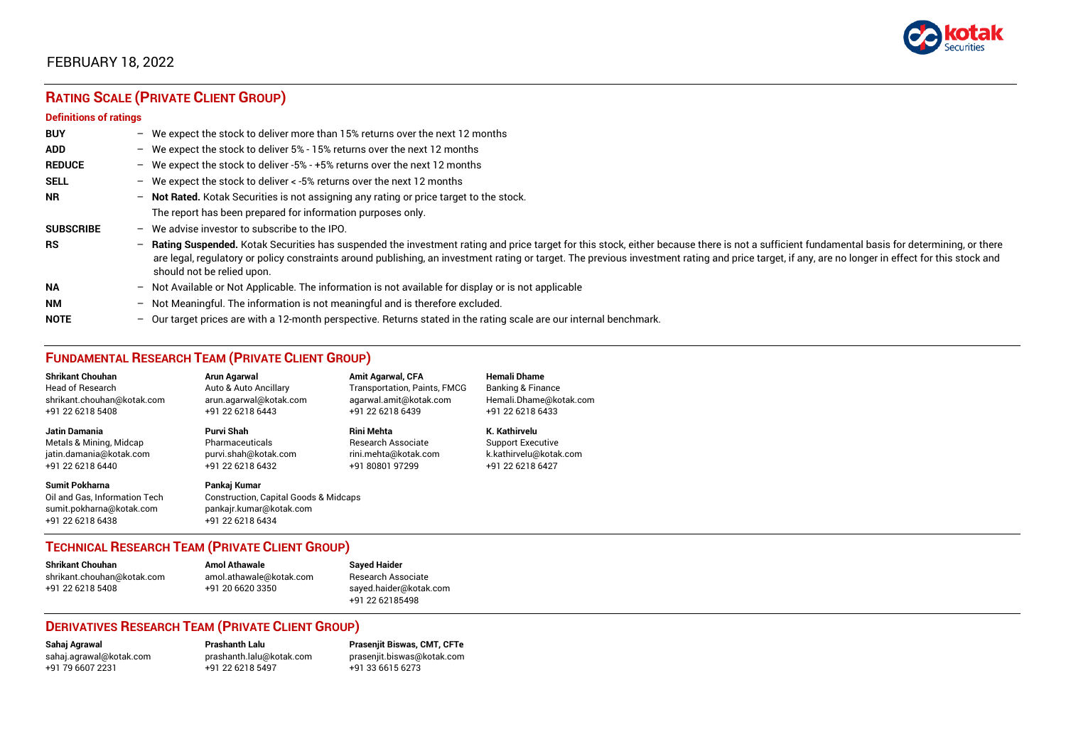FEBRUARY 18, 2022

## RATING SCALE (PRIVATE CLIENT GROUP)

### Definitions of ratings

| | | |
|---|---|---|
| **BUY** | – | We expect the stock to deliver more than 15% returns over the next 12 months |
| **ADD** | – | We expect the stock to deliver 5% - 15% returns over the next 12 months |
| **REDUCE** | – | We expect the stock to deliver -5% - +5% returns over the next 12 months |
| **SELL** | – | We expect the stock to deliver < -5% returns over the next 12 months |
| **NR** | – | **Not Rated.** Kotak Securities is not assigning any rating or price target to the stock. The report has been prepared for information purposes only. |
| **SUBSCRIBE** | – | We advise investor to subscribe to the IPO. |
| **RS** | – | **Rating Suspended.** Kotak Securities has suspended the investment rating and price target for this stock, either because there is not a sufficient fundamental basis for determining, or there are legal, regulatory or policy constraints around publishing, an investment rating or target. The previous investment rating and price target, if any, are no longer in effect for this stock and should not be relied upon. |
| **NA** | – | Not Available or Not Applicable. The information is not available for display or is not applicable |
| **NM** | – | Not Meaningful. The information is not meaningful and is therefore excluded. |
| **NOTE** | – | Our target prices are with a 12-month perspective. Returns stated in the rating scale are our internal benchmark. |

## FUNDAMENTAL RESEARCH TEAM (PRIVATE CLIENT GROUP)

**Shrikant Chouhan**
Head of Research
shrikant.chouhan@kotak.com
+91 22 6218 5408

**Arun Agarwal**
Auto & Auto Ancillary
arun.agarwal@kotak.com
+91 22 6218 6443

**Amit Agarwal, CFA**
Transportation, Paints, FMCG
agarwal.amit@kotak.com
+91 22 6218 6439

**Hemali Dhame**
Banking & Finance
Hemali.Dhame@kotak.com
+91 22 6218 6433

**Jatin Damania**
Metals & Mining, Midcap
jatin.damania@kotak.com
+91 22 6218 6440

**Purvi Shah**
Pharmaceuticals
purvi.shah@kotak.com
+91 22 6218 6432

**Rini Mehta**
Research Associate
rini.mehta@kotak.com
+91 80801 97299

**K. Kathirvelu**
Support Executive
k.kathirvelu@kotak.com
+91 22 6218 6427

**Sumit Pokharna**
Oil and Gas, Information Tech
sumit.pokharna@kotak.com
+91 22 6218 6438

**Pankaj Kumar**
Construction, Capital Goods & Midcaps
pankajr.kumar@kotak.com
+91 22 6218 6434

## TECHNICAL RESEARCH TEAM (PRIVATE CLIENT GROUP)

**Shrikant Chouhan**
shrikant.chouhan@kotak.com
+91 22 6218 5408

**Amol Athawale**
amol.athawale@kotak.com
+91 20 6620 3350

**Sayed Haider**
Research Associate
sayed.haider@kotak.com
+91 22 62185498

## DERIVATIVES RESEARCH TEAM (PRIVATE CLIENT GROUP)

**Sahaj Agrawal**
sahaj.agrawal@kotak.com
+91 79 6607 2231

**Prashanth Lalu**
prashanth.lalu@kotak.com
+91 22 6218 5497

**Prasenjit Biswas, CMT, CFTe**
prasenjit.biswas@kotak.com
+91 33 6615 6273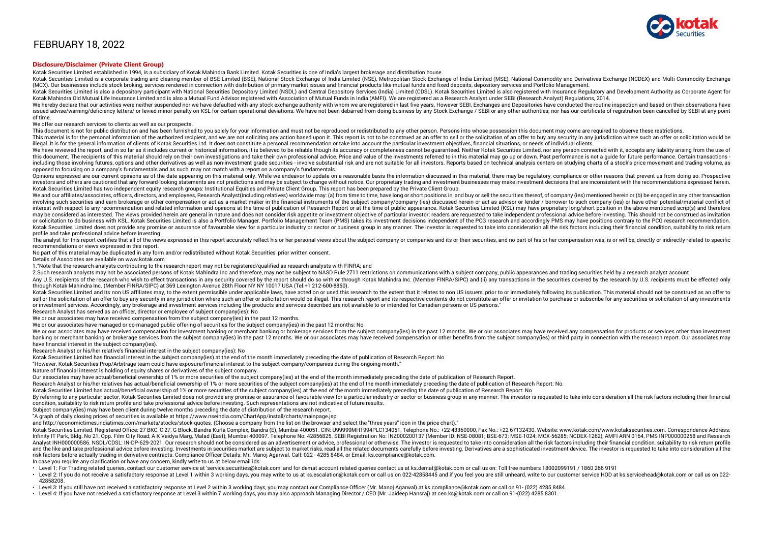# FEBRUARY 18, 2022

### Disclosure/Disclaimer (Private Client Group)

Kotak Securities Limited established in 1994, is a subsidiary of Kotak Mahindra Bank Limited. Kotak Securities is one of India's largest brokerage and distribution house.

Kotak Securities Limited is a corporate trading and clearing member of BSE Limited (BSE), National Stock Exchange of India Limited (NSE), Metropolitan Stock Exchange of India Limited (MSE), National Commodity and Derivatives Exchange (NCDEX) and Multi Commodity Exchange (MCX). Our businesses include stock broking, services rendered in connection with distribution of primary market issues and financial products like mutual funds and fixed deposits, depository services and Portfolio Management.

Kotak Securities Limited is also a depository participant with National Securities Depository Limited (NSDL) and Central Depository Services (India) Limited (CDSL). Kotak Securities Limited is also registered with Insurance Regulatory and Development Authority as Corporate Agent for Kotak Mahindra Old Mutual Life Insurance Limited and is also a Mutual Fund Advisor registered with Association of Mutual Funds in India (AMFI). We are registered as a Research Analyst under SEBI (Research Analyst) Regulations, 2014.

We hereby declare that our activities were neither suspended nor we have defaulted with any stock exchange authority with whom we are registered in last five years. However SEBI, Exchanges and Depositories have conducted the routine inspection and based on their observations have issued advise/warning/deficiency letters/ or levied minor penalty on KSL for certain operational deviations. We have not been debarred from doing business by any Stock Exchange / SEBI or any other authorities; nor has our certificate of registration been cancelled by SEBI at any point of time.

We offer our research services to clients as well as our prospects.

This document is not for public distribution and has been furnished to you solely for your information and must not be reproduced or redistributed to any other person. Persons into whose possession this document may come are required to observe these restrictions.

This material is for the personal information of the authorized recipient, and we are not soliciting any action based upon it. This report is not to be construed as an offer to sell or the solicitation of an offer to buy any security in any jurisdiction where such an offer or solicitation would be illegal. It is for the general information of clients of Kotak Securities Ltd. It does not constitute a personal recommendation or take into account the particular investment objectives, financial situations, or needs of individual clients.

We have reviewed the report, and in so far as it includes current or historical information, it is believed to be reliable though its accuracy or completeness cannot be guaranteed. Neither Kotak Securities Limited, nor any person connected with it, accepts any liability arising from the use of this document. The recipients of this material should rely on their own investigations and take their own professional advice. Price and value of the investments referred to in this material may go up or down. Past performance is not a guide for future performance. Certain transactions - including those involving futures, options and other derivatives as well as non-investment grade securities - involve substantial risk and are not suitable for all investors. Reports based on technical analysis centers on studying charts of a stock's price movement and trading volume, as opposed to focusing on a company's fundamentals and as such, may not match with a report on a company's fundamentals.

Opinions expressed are our current opinions as of the date appearing on this material only. While we endeavor to update on a reasonable basis the information discussed in this material, there may be regulatory, compliance or other reasons that prevent us from doing so. Prospective investors and others are cautioned that any forward-looking statements are not predictions and may be subject to change without notice. Our proprietary trading and investment businesses may make investment decisions that are inconsistent with the recommendations expressed herein. Kotak Securities Limited has two independent equity research groups: Institutional Equities and Private Client Group. This report has been prepared by the Private Client Group.

We and our affiliates/associates, officers, directors, and employees, Research Analyst(including relatives) worldwide may: (a) from time to time, have long or short positions in, and buy or sell the securities thereof, of company (ies) mentioned herein or (b) be engaged in any other transaction involving such securities and earn brokerage or other compensation or act as a market maker in the financial instruments of the subject company/company (ies) discussed herein or act as advisor or lender / borrower to such company (ies) or have other potential/material conflict of interest with respect to any recommendation and related information and opinions at the time of publication of Research Report or at the time of public appearance. Kotak Securities Limited (KSL) may have proprietary long/short position in the above mentioned scrip(s) and therefore may be considered as interested. The views provided herein are general in nature and does not consider risk appetite or investment objective of particular investor; readers are requested to take independent professional advice before investing. This should not be construed as invitation or solicitation to do business with KSL. Kotak Securities Limited is also a Portfolio Manager. Portfolio Management Team (PMS) takes its investment decisions independent of the PCG research and accordingly PMS may have positions contrary to the PCG research recommendation. Kotak Securities Limited does not provide any promise or assurance of favourable view for a particular industry or sector or business group in any manner. The investor is requested to take into consideration all the risk factors including their financial condition, suitability to risk return profile and take professional advice before investing.

The analyst for this report certifies that all of the views expressed in this report accurately reflect his or her personal views about the subject company or companies and its or their securities, and no part of his or her compensation was, is or will be, directly or indirectly related to specific recommendations or views expressed in this report.

No part of this material may be duplicated in any form and/or redistributed without Kotak Securities' prior written consent.

Details of Associates are available on www.kotak.com

1."Note that the research analysts contributing to the research report may not be registered/qualified as research analysts with FINRA; and

2.Such research analysts may not be associated persons of Kotak Mahindra Inc and therefore, may not be subject to NASD Rule 2711 restrictions on communications with a subject company, public appearances and trading securities held by a research analyst account

Any U.S. recipients of the research who wish to effect transactions in any security covered by the report should do so with or through Kotak Mahindra Inc. (Member FINRA/SIPC) and (ii) any transactions in the securities covered by the research by U.S. recipients must be effected only through Kotak Mahindra Inc. (Member FINRA/SIPC) at 369 Lexington Avenue 28th Floor NY NY 10017 USA (Tel:+1 212-600-8850).

Kotak Securities Limited and its non US affiliates may, to the extent permissible under applicable laws, have acted on or used this research to the extent that it relates to non US issuers, prior to or immediately following its publication. This material should not be construed as an offer to sell or the solicitation of an offer to buy any security in any jurisdiction where such an offer or solicitation would be illegal. This research report and its respective contents do not constitute an offer or invitation to purchase or subscribe for any securities or solicitation of any investments or investment services. Accordingly, any brokerage and investment services including the products and services described are not available to or intended for Canadian persons or US persons."

Research Analyst has served as an officer, director or employee of subject company(ies): No

We or our associates may have received compensation from the subject company(ies) in the past 12 months.

We or our associates have managed or co-managed public offering of securities for the subject company(ies) in the past 12 months: No

We or our associates may have received compensation for investment banking or merchant banking or brokerage services from the subject company(ies) in the past 12 months. We or our associates may have received any compensation for products or services other than investment banking or merchant banking or brokerage services from the subject company(ies) in the past 12 months. We or our associates may have received compensation or other benefits from the subject company(ies) or third party in connection with the research report. Our associates may have financial interest in the subject company(ies).

Research Analyst or his/her relative's financial interest in the subject company(ies): No

Kotak Securities Limited has financial interest in the subject company(ies) at the end of the month immediately preceding the date of publication of Research Report: No

"However, Kotak Securities Prop/Arbitrage team could have exposure/financial interest to the subject company/companies during the ongoing month."

Nature of financial interest is holding of equity shares or derivatives of the subject company.

Our associates may have actual/beneficial ownership of 1% or more securities of the subject company(ies) at the end of the month immediately preceding the date of publication of Research Report.

Research Analyst or his/her relatives has actual/beneficial ownership of 1% or more securities of the subject company(ies) at the end of the month immediately preceding the date of publication of Research Report: No.

Kotak Securities Limited has actual/beneficial ownership of 1% or more securities of the subject company(ies) at the end of the month immediately preceding the date of publication of Research Report: No

By referring to any particular sector, Kotak Securities Limited does not provide any promise or assurance of favourable view for a particular industry or sector or business group in any manner. The investor is requested to take into consideration all the risk factors including their financial condition, suitability to risk return profile and take professional advice before investing. Such representations are not indicative of future results.

Subject company(ies) may have been client during twelve months preceding the date of distribution of the research report.

"A graph of daily closing prices of securities is available at https://www.nseindia.com/ChartApp/install/charts/mainpage.jsp

and http://economictimes.indiatimes.com/markets/stocks/stock-quotes. (Choose a company from the list on the browser and select the "three years" icon in the price chart)."

Kotak Securities Limited. Registered Office: 27 BKC, C 27, G Block, Bandra Kurla Complex, Bandra (E), Mumbai 400051. CIN: U99999MH1994PLC134051, Telephone No.: +22 43360000, Fax No.: +22 67132430. Website: www.kotak.com/www.kotaksecurities.com. Correspondence Address: Infinity IT Park, Bldg. No 21, Opp. Film City Road, A K Vaidya Marg, Malad (East), Mumbai 400097. Telephone No: 42856825. SEBI Registration No: INZ000200137 (Member ID: NSE-08081; BSE-673; MSE-1024; MCX-56285; NCDEX-1262), AMFI ARN 0164, PMS INP000000258 and Research Analyst INH000000586. NSDL/CDSL: IN-DP-629-2021. Our research should not be considered as an advertisement or advice, professional or otherwise. The investor is requested to take into consideration all the risk factors including their financial condition, suitability to risk return profile and the like and take professional advice before investing. Investments in securities market are subject to market risks, read all the related documents carefully before investing. Derivatives are a sophisticated investment device. The investor is requested to take into consideration all the risk factors before actually trading in derivative contracts. Compliance Officer Details: Mr. Manoj Agarwal. Call: 022 - 4285 8484, or Email: ks.compliance@kotak.com.

In case you require any clarification or have any concern, kindly write to us at below email ids:

- Level 1: For Trading related queries, contact our customer service at 'service.securities@kotak.com' and for demat account related queries contact us at ks.demat@kotak.com or call us on: Toll free numbers 18002099191 / 1860 266 9191
- Level 2: If you do not receive a satisfactory response at Level 1 within 3 working days, you may write to us at ks.escalation@kotak.com or call us on 022-42858445 and if you feel you are still unheard, write to our customer service HOD at ks.servicehead@kotak.com or call us on 022-42858208.
- Level 3: If you still have not received a satisfactory response at Level 2 within 3 working days, you may contact our Compliance Officer (Mr. Manoj Agarwal) at ks.compliance@kotak.com or call on 91- (022) 4285 8484.
- Level 4: If you have not received a satisfactory response at Level 3 within 7 working days, you may also approach Managing Director / CEO (Mr. Jaideep Hansraj) at ceo.ks@kotak.com or call on 91-(022) 4285 8301.